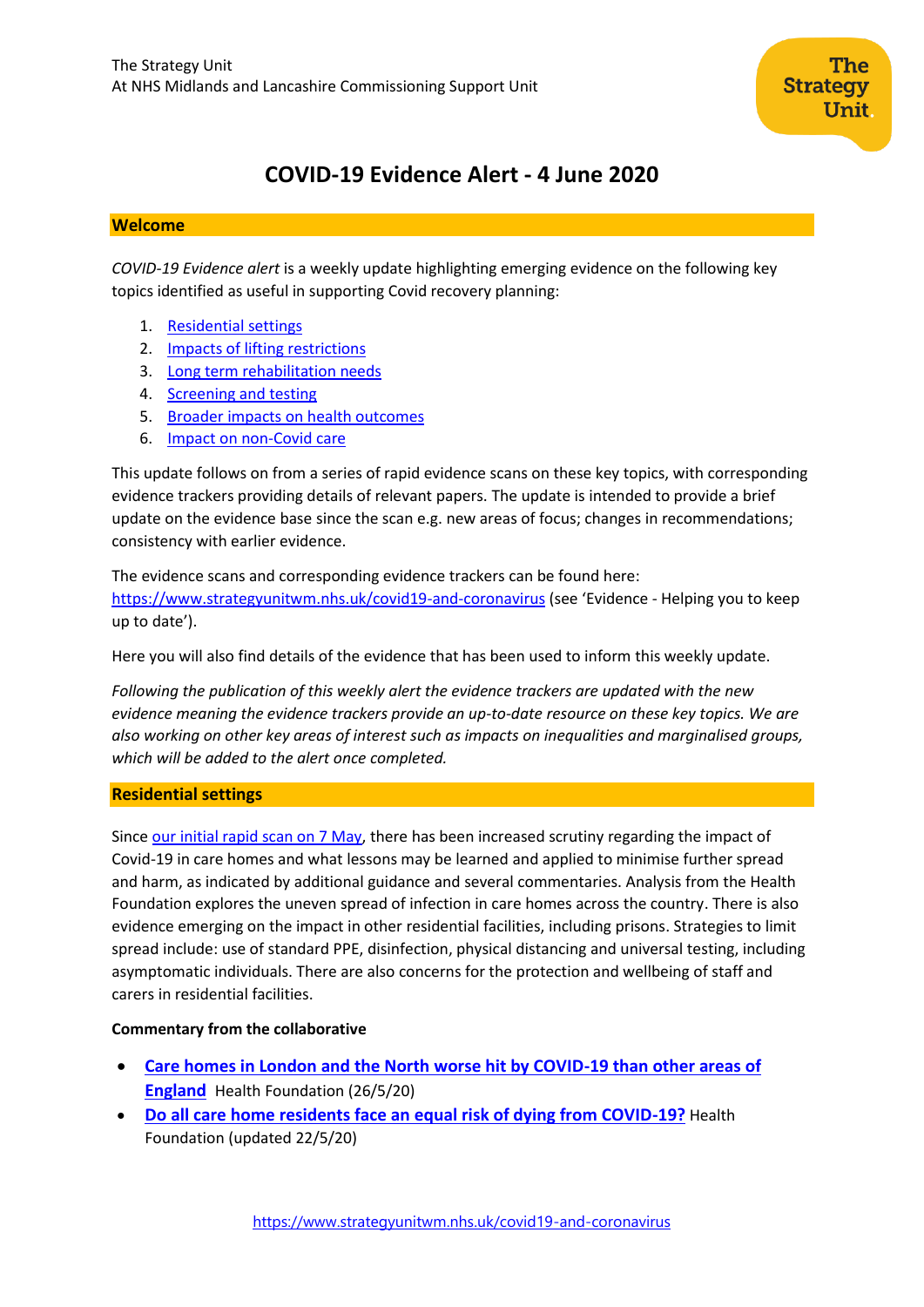The Strategy Unit
At NHS Midlands and Lancashire Commissioning Support Unit

# COVID-19 Evidence Alert - 4 June 2020

## Welcome

*COVID-19 Evidence alert* is a weekly update highlighting emerging evidence on the following key topics identified as useful in supporting Covid recovery planning:

1. Residential settings
2. Impacts of lifting restrictions
3. Long term rehabilitation needs
4. Screening and testing
5. Broader impacts on health outcomes
6. Impact on non-Covid care

This update follows on from a series of rapid evidence scans on these key topics, with corresponding evidence trackers providing details of relevant papers. The update is intended to provide a brief update on the evidence base since the scan e.g. new areas of focus; changes in recommendations; consistency with earlier evidence.

The evidence scans and corresponding evidence trackers can be found here: https://www.strategyunitwm.nhs.uk/covid19-and-coronavirus (see 'Evidence - Helping you to keep up to date').

Here you will also find details of the evidence that has been used to inform this weekly update.

*Following the publication of this weekly alert the evidence trackers are updated with the new evidence meaning the evidence trackers provide an up-to-date resource on these key topics. We are also working on other key areas of interest such as impacts on inequalities and marginalised groups, which will be added to the alert once completed.*

## Residential settings

Since our initial rapid scan on 7 May, there has been increased scrutiny regarding the impact of Covid-19 in care homes and what lessons may be learned and applied to minimise further spread and harm, as indicated by additional guidance and several commentaries. Analysis from the Health Foundation explores the uneven spread of infection in care homes across the country. There is also evidence emerging on the impact in other residential facilities, including prisons. Strategies to limit spread include: use of standard PPE, disinfection, physical distancing and universal testing, including asymptomatic individuals. There are also concerns for the protection and wellbeing of staff and carers in residential facilities.

**Commentary from the collaborative**

- **Care homes in London and the North worse hit by COVID-19 than other areas of England** Health Foundation (26/5/20)
- **Do all care home residents face an equal risk of dying from COVID-19?** Health Foundation (updated 22/5/20)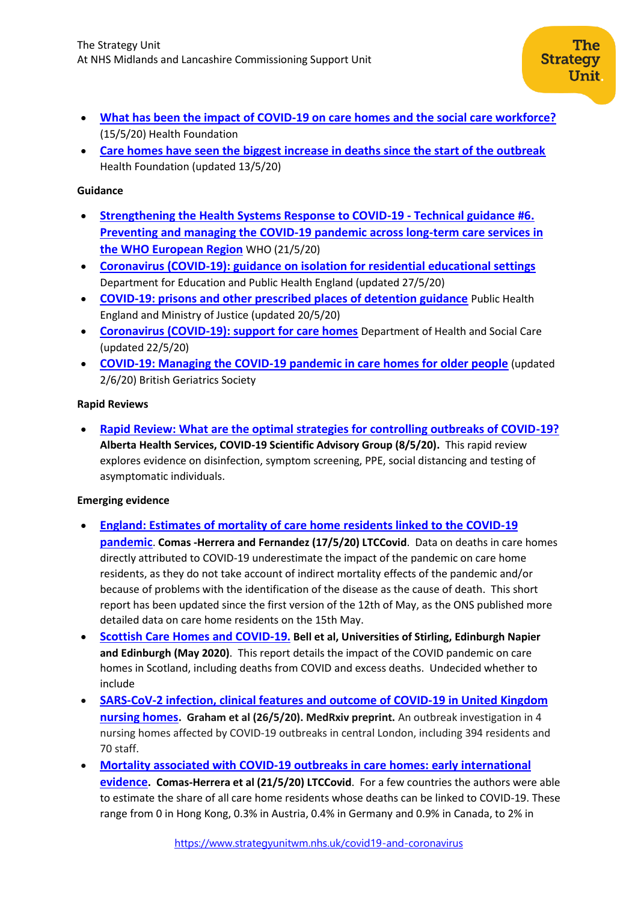- **What has been the impact of COVID-19 on care homes and the social care workforce?** (15/5/20) Health Foundation
- **Care homes have seen the biggest increase in deaths since the start of the outbreak** Health Foundation (updated 13/5/20)

**Guidance**

- **Strengthening the Health Systems Response to COVID-19 - Technical guidance #6. Preventing and managing the COVID-19 pandemic across long-term care services in the WHO European Region** WHO (21/5/20)
- **Coronavirus (COVID-19): guidance on isolation for residential educational settings** Department for Education and Public Health England (updated 27/5/20)
- **COVID-19: prisons and other prescribed places of detention guidance** Public Health England and Ministry of Justice (updated 20/5/20)
- **Coronavirus (COVID-19): support for care homes** Department of Health and Social Care (updated 22/5/20)
- **COVID-19: Managing the COVID-19 pandemic in care homes for older people** (updated 2/6/20) British Geriatrics Society

**Rapid Reviews**

- **Rapid Review: What are the optimal strategies for controlling outbreaks of COVID-19?** **Alberta Health Services, COVID-19 Scientific Advisory Group (8/5/20).** This rapid review explores evidence on disinfection, symptom screening, PPE, social distancing and testing of asymptomatic individuals.

**Emerging evidence**

- **England: Estimates of mortality of care home residents linked to the COVID-19 pandemic**. **Comas -Herrera and Fernandez (17/5/20) LTCCovid**. Data on deaths in care homes directly attributed to COVID-19 underestimate the impact of the pandemic on care home residents, as they do not take account of indirect mortality effects of the pandemic and/or because of problems with the identification of the disease as the cause of death. This short report has been updated since the first version of the 12th of May, as the ONS published more detailed data on care home residents on the 15th May.
- **Scottish Care Homes and COVID-19.** **Bell et al, Universities of Stirling, Edinburgh Napier and Edinburgh (May 2020)**. This report details the impact of the COVID pandemic on care homes in Scotland, including deaths from COVID and excess deaths. Undecided whether to include
- **SARS-CoV-2 infection, clinical features and outcome of COVID-19 in United Kingdom nursing homes**. **Graham et al (26/5/20). MedRxiv preprint.** An outbreak investigation in 4 nursing homes affected by COVID-19 outbreaks in central London, including 394 residents and 70 staff.
- **Mortality associated with COVID-19 outbreaks in care homes: early international evidence**. **Comas-Herrera et al (21/5/20) LTCCovid**. For a few countries the authors were able to estimate the share of all care home residents whose deaths can be linked to COVID-19. These range from 0 in Hong Kong, 0.3% in Austria, 0.4% in Germany and 0.9% in Canada, to 2% in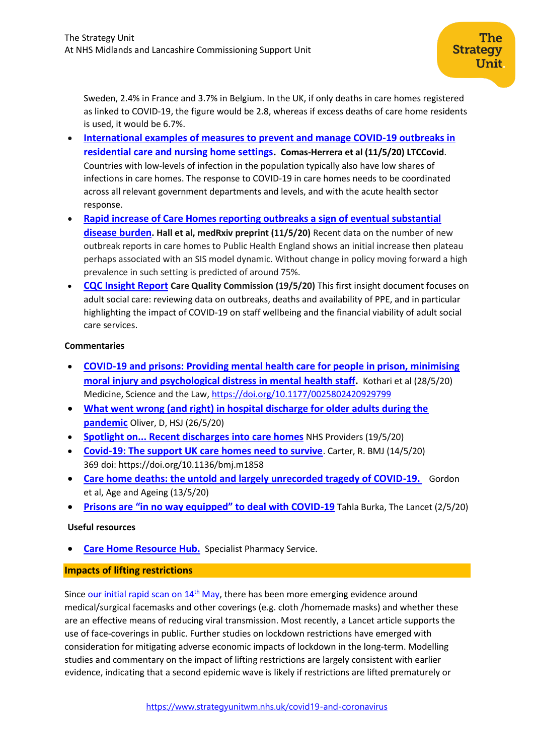Sweden, 2.4% in France and 3.7% in Belgium. In the UK, if only deaths in care homes registered as linked to COVID-19, the figure would be 2.8, whereas if excess deaths of care home residents is used, it would be 6.7%.

- **International examples of measures to prevent and manage COVID-19 outbreaks in residential care and nursing home settings. Comas-Herrera et al (11/5/20) LTCCovid**. Countries with low-levels of infection in the population typically also have low shares of infections in care homes. The response to COVID-19 in care homes needs to be coordinated across all relevant government departments and levels, and with the acute health sector response.
- **Rapid increase of Care Homes reporting outbreaks a sign of eventual substantial disease burden. Hall et al, medRxiv preprint (11/5/20)** Recent data on the number of new outbreak reports in care homes to Public Health England shows an initial increase then plateau perhaps associated with an SIS model dynamic. Without change in policy moving forward a high prevalence in such setting is predicted of around 75%.
- **CQC Insight Report Care Quality Commission (19/5/20)** This first insight document focuses on adult social care: reviewing data on outbreaks, deaths and availability of PPE, and in particular highlighting the impact of COVID-19 on staff wellbeing and the financial viability of adult social care services.

**Commentaries**

- **COVID-19 and prisons: Providing mental health care for people in prison, minimising moral injury and psychological distress in mental health staff.** Kothari et al (28/5/20) Medicine, Science and the Law, https://doi.org/10.1177/0025802420929799
- **What went wrong (and right) in hospital discharge for older adults during the pandemic** Oliver, D, HSJ (26/5/20)
- **Spotlight on... Recent discharges into care homes** NHS Providers (19/5/20)
- **Covid-19: The support UK care homes need to survive**. Carter, R. BMJ (14/5/20) 369 doi: https://doi.org/10.1136/bmj.m1858
- **Care home deaths: the untold and largely unrecorded tragedy of COVID-19.** Gordon et al, Age and Ageing (13/5/20)
- **Prisons are "in no way equipped" to deal with COVID-19** Tahla Burka, The Lancet (2/5/20)

**Useful resources**

- **Care Home Resource Hub.** Specialist Pharmacy Service.

## Impacts of lifting restrictions

Since our initial rapid scan on 14th May, there has been more emerging evidence around medical/surgical facemasks and other coverings (e.g. cloth /homemade masks) and whether these are an effective means of reducing viral transmission. Most recently, a Lancet article supports the use of face-coverings in public. Further studies on lockdown restrictions have emerged with consideration for mitigating adverse economic impacts of lockdown in the long-term. Modelling studies and commentary on the impact of lifting restrictions are largely consistent with earlier evidence, indicating that a second epidemic wave is likely if restrictions are lifted prematurely or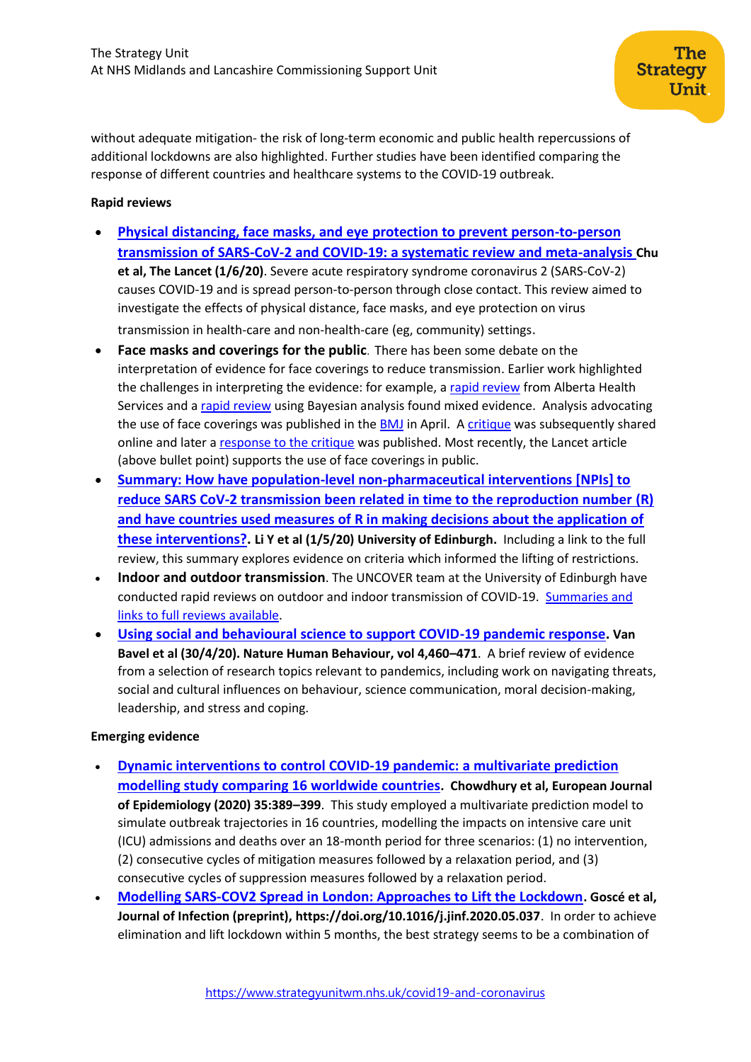without adequate mitigation- the risk of long-term economic and public health repercussions of additional lockdowns are also highlighted. Further studies have been identified comparing the response of different countries and healthcare systems to the COVID-19 outbreak.

**Rapid reviews**

- **Physical distancing, face masks, and eye protection to prevent person-to-person transmission of SARS-CoV-2 and COVID-19: a systematic review and meta-analysis Chu et al, The Lancet (1/6/20)**. Severe acute respiratory syndrome coronavirus 2 (SARS-CoV-2) causes COVID-19 and is spread person-to-person through close contact. This review aimed to investigate the effects of physical distance, face masks, and eye protection on virus transmission in health-care and non-health-care (eg, community) settings.
- **Face masks and coverings for the public**. There has been some debate on the interpretation of evidence for face coverings to reduce transmission. Earlier work highlighted the challenges in interpreting the evidence: for example, a rapid review from Alberta Health Services and a rapid review using Bayesian analysis found mixed evidence. Analysis advocating the use of face coverings was published in the BMJ in April. A critique was subsequently shared online and later a response to the critique was published. Most recently, the Lancet article (above bullet point) supports the use of face coverings in public.
- **Summary: How have population-level non-pharmaceutical interventions [NPIs] to reduce SARS CoV-2 transmission been related in time to the reproduction number (R) and have countries used measures of R in making decisions about the application of these interventions?. Li Y et al (1/5/20) University of Edinburgh.** Including a link to the full review, this summary explores evidence on criteria which informed the lifting of restrictions.
- **Indoor and outdoor transmission**. The UNCOVER team at the University of Edinburgh have conducted rapid reviews on outdoor and indoor transmission of COVID-19. Summaries and links to full reviews available.
- **Using social and behavioural science to support COVID-19 pandemic response. Van Bavel et al (30/4/20). Nature Human Behaviour, vol 4,460–471**. A brief review of evidence from a selection of research topics relevant to pandemics, including work on navigating threats, social and cultural influences on behaviour, science communication, moral decision-making, leadership, and stress and coping.

**Emerging evidence**

- **Dynamic interventions to control COVID-19 pandemic: a multivariate prediction modelling study comparing 16 worldwide countries. Chowdhury et al, European Journal of Epidemiology (2020) 35:389–399**. This study employed a multivariate prediction model to simulate outbreak trajectories in 16 countries, modelling the impacts on intensive care unit (ICU) admissions and deaths over an 18-month period for three scenarios: (1) no intervention, (2) consecutive cycles of mitigation measures followed by a relaxation period, and (3) consecutive cycles of suppression measures followed by a relaxation period.
- **Modelling SARS-COV2 Spread in London: Approaches to Lift the Lockdown. Goscé et al, Journal of Infection (preprint), https://doi.org/10.1016/j.jinf.2020.05.037**. In order to achieve elimination and lift lockdown within 5 months, the best strategy seems to be a combination of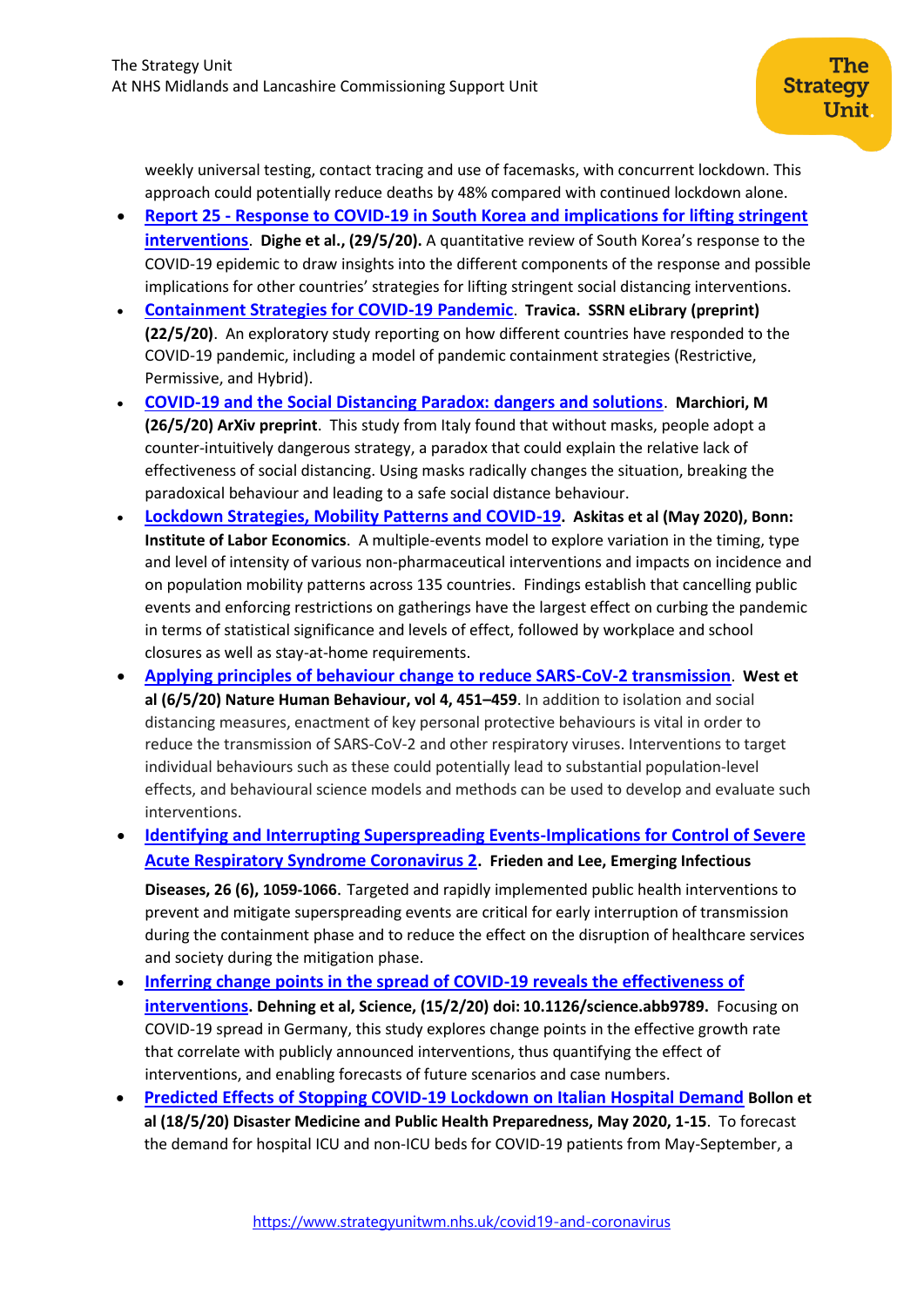weekly universal testing, contact tracing and use of facemasks, with concurrent lockdown. This approach could potentially reduce deaths by 48% compared with continued lockdown alone.

- **Report 25 - Response to COVID-19 in South Korea and implications for lifting stringent interventions**. **Dighe et al., (29/5/20).** A quantitative review of South Korea's response to the COVID-19 epidemic to draw insights into the different components of the response and possible implications for other countries' strategies for lifting stringent social distancing interventions.
- **Containment Strategies for COVID-19 Pandemic**. **Travica. SSRN eLibrary (preprint) (22/5/20)**. An exploratory study reporting on how different countries have responded to the COVID-19 pandemic, including a model of pandemic containment strategies (Restrictive, Permissive, and Hybrid).
- **COVID-19 and the Social Distancing Paradox: dangers and solutions**. **Marchiori, M (26/5/20) ArXiv preprint**. This study from Italy found that without masks, people adopt a counter-intuitively dangerous strategy, a paradox that could explain the relative lack of effectiveness of social distancing. Using masks radically changes the situation, breaking the paradoxical behaviour and leading to a safe social distance behaviour.
- **Lockdown Strategies, Mobility Patterns and COVID-19. Askitas et al (May 2020), Bonn: Institute of Labor Economics**. A multiple-events model to explore variation in the timing, type and level of intensity of various non-pharmaceutical interventions and impacts on incidence and on population mobility patterns across 135 countries. Findings establish that cancelling public events and enforcing restrictions on gatherings have the largest effect on curbing the pandemic in terms of statistical significance and levels of effect, followed by workplace and school closures as well as stay-at-home requirements.
- **Applying principles of behaviour change to reduce SARS-CoV-2 transmission**. **West et al (6/5/20) Nature Human Behaviour, vol 4, 451–459**. In addition to isolation and social distancing measures, enactment of key personal protective behaviours is vital in order to reduce the transmission of SARS-CoV-2 and other respiratory viruses. Interventions to target individual behaviours such as these could potentially lead to substantial population-level effects, and behavioural science models and methods can be used to develop and evaluate such interventions.
- **Identifying and Interrupting Superspreading Events-Implications for Control of Severe Acute Respiratory Syndrome Coronavirus 2**. **Frieden and Lee, Emerging Infectious Diseases, 26 (6), 1059-1066.** Targeted and rapidly implemented public health interventions to prevent and mitigate superspreading events are critical for early interruption of transmission during the containment phase and to reduce the effect on the disruption of healthcare services and society during the mitigation phase.
- **Inferring change points in the spread of COVID-19 reveals the effectiveness of interventions. Dehning et al, Science, (15/2/20) doi: 10.1126/science.abb9789.** Focusing on COVID-19 spread in Germany, this study explores change points in the effective growth rate that correlate with publicly announced interventions, thus quantifying the effect of interventions, and enabling forecasts of future scenarios and case numbers.
- **Predicted Effects of Stopping COVID-19 Lockdown on Italian Hospital Demand Bollon et al (18/5/20) Disaster Medicine and Public Health Preparedness, May 2020, 1-15**. To forecast the demand for hospital ICU and non-ICU beds for COVID-19 patients from May-September, a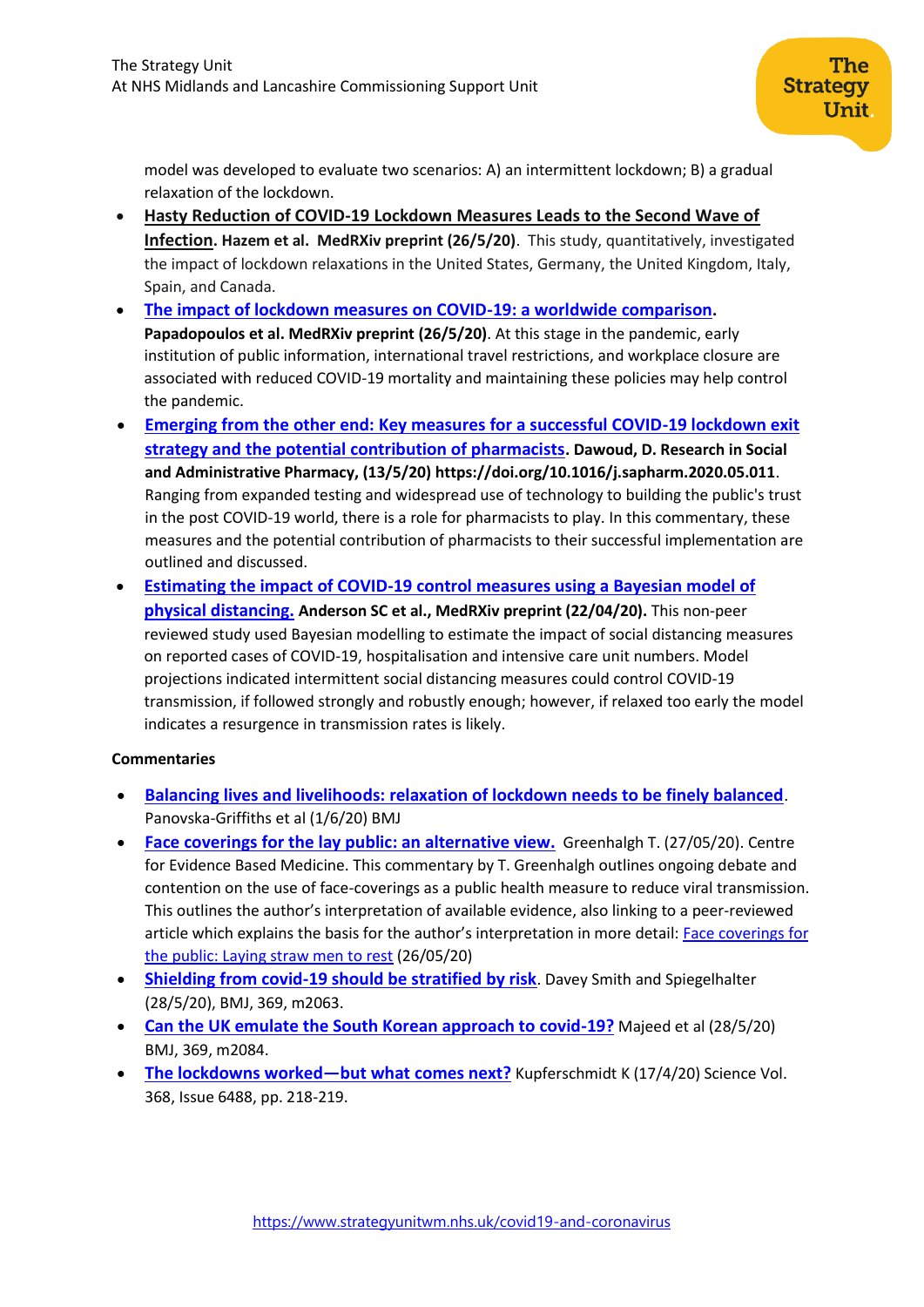model was developed to evaluate two scenarios: A) an intermittent lockdown; B) a gradual relaxation of the lockdown.

- **Hasty Reduction of COVID-19 Lockdown Measures Leads to the Second Wave of Infection. Hazem et al. MedRXiv preprint (26/5/20)**. This study, quantitatively, investigated the impact of lockdown relaxations in the United States, Germany, the United Kingdom, Italy, Spain, and Canada.
- **The impact of lockdown measures on COVID-19: a worldwide comparison. Papadopoulos et al. MedRXiv preprint (26/5/20)**. At this stage in the pandemic, early institution of public information, international travel restrictions, and workplace closure are associated with reduced COVID-19 mortality and maintaining these policies may help control the pandemic.
- **Emerging from the other end: Key measures for a successful COVID-19 lockdown exit strategy and the potential contribution of pharmacists. Dawoud, D. Research in Social and Administrative Pharmacy, (13/5/20) https://doi.org/10.1016/j.sapharm.2020.05.011**. Ranging from expanded testing and widespread use of technology to building the public's trust in the post COVID-19 world, there is a role for pharmacists to play. In this commentary, these measures and the potential contribution of pharmacists to their successful implementation are outlined and discussed.
- **Estimating the impact of COVID-19 control measures using a Bayesian model of physical distancing. Anderson SC et al., MedRXiv preprint (22/04/20).** This non-peer reviewed study used Bayesian modelling to estimate the impact of social distancing measures on reported cases of COVID-19, hospitalisation and intensive care unit numbers. Model projections indicated intermittent social distancing measures could control COVID-19 transmission, if followed strongly and robustly enough; however, if relaxed too early the model indicates a resurgence in transmission rates is likely.

**Commentaries**

- **Balancing lives and livelihoods: relaxation of lockdown needs to be finely balanced**. Panovska-Griffiths et al (1/6/20) BMJ
- **Face coverings for the lay public: an alternative view.** Greenhalgh T. (27/05/20). Centre for Evidence Based Medicine. This commentary by T. Greenhalgh outlines ongoing debate and contention on the use of face-coverings as a public health measure to reduce viral transmission. This outlines the author's interpretation of available evidence, also linking to a peer-reviewed article which explains the basis for the author's interpretation in more detail: Face coverings for the public: Laying straw men to rest (26/05/20)
- **Shielding from covid-19 should be stratified by risk**. Davey Smith and Spiegelhalter (28/5/20), BMJ, 369, m2063.
- **Can the UK emulate the South Korean approach to covid-19?** Majeed et al (28/5/20) BMJ, 369, m2084.
- **The lockdowns worked—but what comes next?** Kupferschmidt K (17/4/20) Science Vol. 368, Issue 6488, pp. 218-219.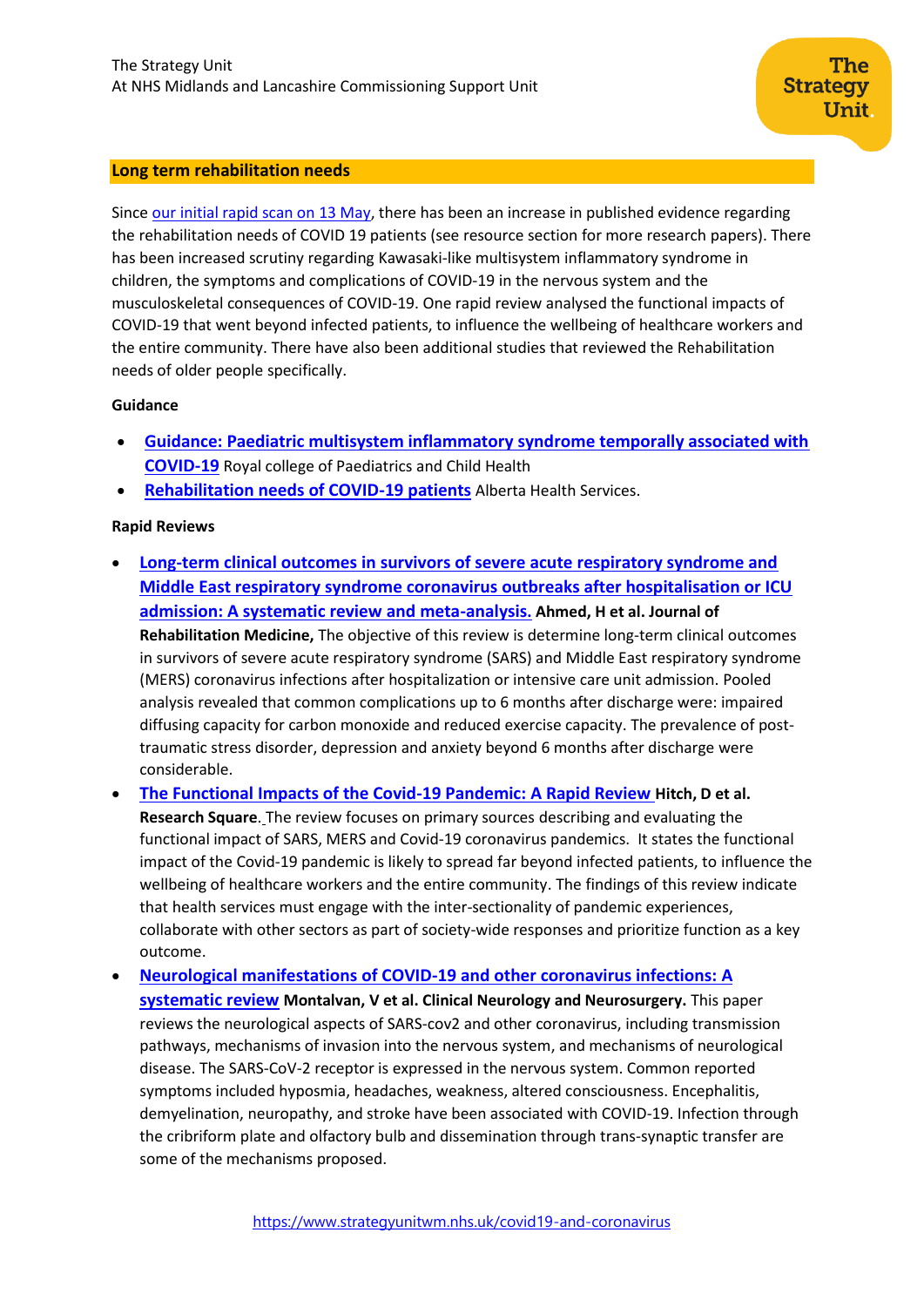## Long term rehabilitation needs

Since our initial rapid scan on 13 May, there has been an increase in published evidence regarding the rehabilitation needs of COVID 19 patients (see resource section for more research papers). There has been increased scrutiny regarding Kawasaki-like multisystem inflammatory syndrome in children, the symptoms and complications of COVID-19 in the nervous system and the musculoskeletal consequences of COVID-19. One rapid review analysed the functional impacts of COVID-19 that went beyond infected patients, to influence the wellbeing of healthcare workers and the entire community. There have also been additional studies that reviewed the Rehabilitation needs of older people specifically.

**Guidance**

- **Guidance: Paediatric multisystem inflammatory syndrome temporally associated with COVID-19** Royal college of Paediatrics and Child Health
- **Rehabilitation needs of COVID-19 patients** Alberta Health Services.

**Rapid Reviews**

- **Long-term clinical outcomes in survivors of severe acute respiratory syndrome and Middle East respiratory syndrome coronavirus outbreaks after hospitalisation or ICU admission: A systematic review and meta-analysis. Ahmed, H et al. Journal of Rehabilitation Medicine,** The objective of this review is determine long-term clinical outcomes in survivors of severe acute respiratory syndrome (SARS) and Middle East respiratory syndrome (MERS) coronavirus infections after hospitalization or intensive care unit admission. Pooled analysis revealed that common complications up to 6 months after discharge were: impaired diffusing capacity for carbon monoxide and reduced exercise capacity. The prevalence of post-traumatic stress disorder, depression and anxiety beyond 6 months after discharge were considerable.
- **The Functional Impacts of the Covid-19 Pandemic: A Rapid Review Hitch, D et al. Research Square**. The review focuses on primary sources describing and evaluating the functional impact of SARS, MERS and Covid-19 coronavirus pandemics. It states the functional impact of the Covid-19 pandemic is likely to spread far beyond infected patients, to influence the wellbeing of healthcare workers and the entire community. The findings of this review indicate that health services must engage with the inter-sectionality of pandemic experiences, collaborate with other sectors as part of society-wide responses and prioritize function as a key outcome.
- **Neurological manifestations of COVID-19 and other coronavirus infections: A systematic review Montalvan, V et al. Clinical Neurology and Neurosurgery.** This paper reviews the neurological aspects of SARS-cov2 and other coronavirus, including transmission pathways, mechanisms of invasion into the nervous system, and mechanisms of neurological disease. The SARS-CoV-2 receptor is expressed in the nervous system. Common reported symptoms included hyposmia, headaches, weakness, altered consciousness. Encephalitis, demyelination, neuropathy, and stroke have been associated with COVID-19. Infection through the cribriform plate and olfactory bulb and dissemination through trans-synaptic transfer are some of the mechanisms proposed.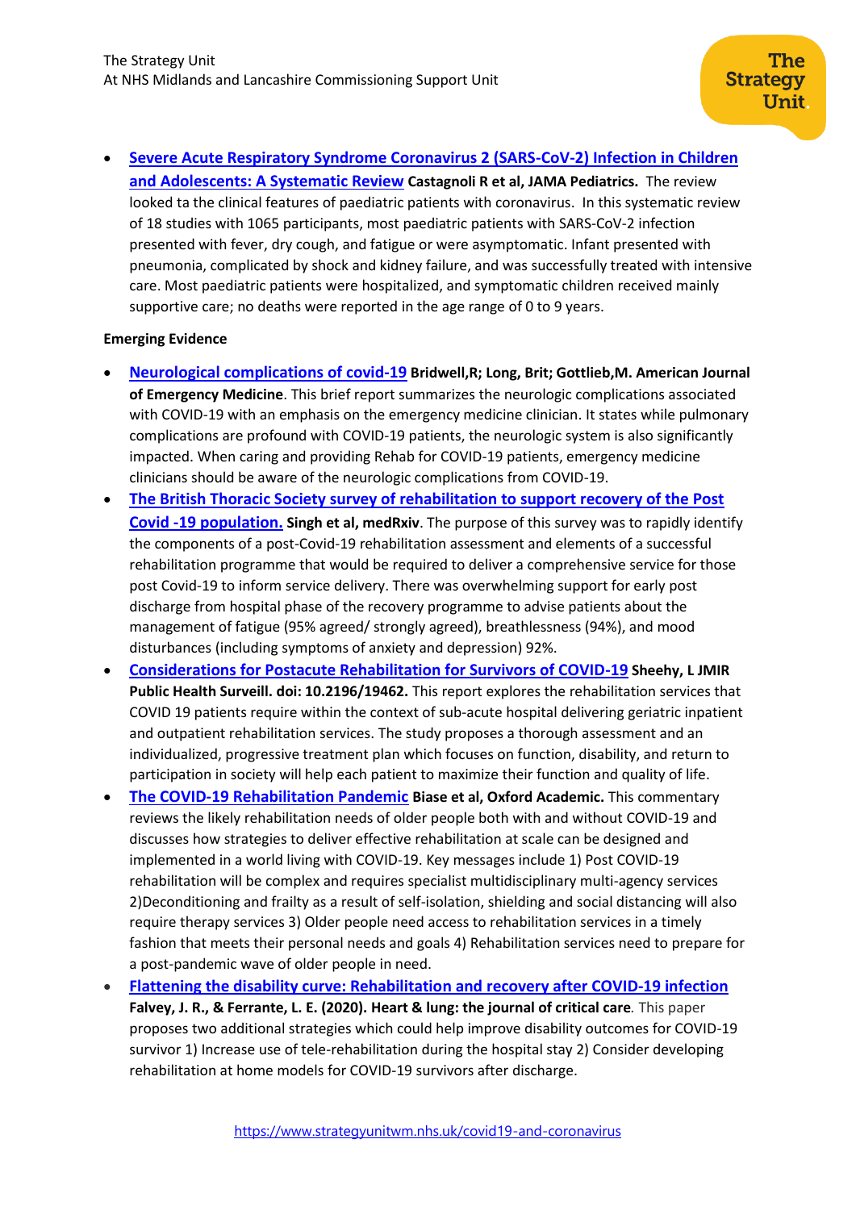- **[Severe Acute Respiratory Syndrome Coronavirus 2 (SARS-CoV-2) Infection in Children and Adolescents: A Systematic Review](#) Castagnoli R et al, JAMA Pediatrics.** The review looked ta the clinical features of paediatric patients with coronavirus. In this systematic review of 18 studies with 1065 participants, most paediatric patients with SARS-CoV-2 infection presented with fever, dry cough, and fatigue or were asymptomatic. Infant presented with pneumonia, complicated by shock and kidney failure, and was successfully treated with intensive care. Most paediatric patients were hospitalized, and symptomatic children received mainly supportive care; no deaths were reported in the age range of 0 to 9 years.

**Emerging Evidence**

- **[Neurological complications of covid-19](#) Bridwell,R; Long, Brit; Gottlieb,M. American Journal of Emergency Medicine**. This brief report summarizes the neurologic complications associated with COVID-19 with an emphasis on the emergency medicine clinician. It states while pulmonary complications are profound with COVID-19 patients, the neurologic system is also significantly impacted. When caring and providing Rehab for COVID-19 patients, emergency medicine clinicians should be aware of the neurologic complications from COVID-19.
- **[The British Thoracic Society survey of rehabilitation to support recovery of the Post Covid -19 population.](#) Singh et al, medRxiv**. The purpose of this survey was to rapidly identify the components of a post-Covid-19 rehabilitation assessment and elements of a successful rehabilitation programme that would be required to deliver a comprehensive service for those post Covid-19 to inform service delivery. There was overwhelming support for early post discharge from hospital phase of the recovery programme to advise patients about the management of fatigue (95% agreed/ strongly agreed), breathlessness (94%), and mood disturbances (including symptoms of anxiety and depression) 92%.
- **[Considerations for Postacute Rehabilitation for Survivors of COVID-19](#) Sheehy, L JMIR Public Health Surveill. doi: 10.2196/19462.** This report explores the rehabilitation services that COVID 19 patients require within the context of sub-acute hospital delivering geriatric inpatient and outpatient rehabilitation services. The study proposes a thorough assessment and an individualized, progressive treatment plan which focuses on function, disability, and return to participation in society will help each patient to maximize their function and quality of life.
- **[The COVID-19 Rehabilitation Pandemic](#) Biase et al, Oxford Academic.** This commentary reviews the likely rehabilitation needs of older people both with and without COVID-19 and discusses how strategies to deliver effective rehabilitation at scale can be designed and implemented in a world living with COVID-19. Key messages include 1) Post COVID-19 rehabilitation will be complex and requires specialist multidisciplinary multi-agency services 2)Deconditioning and frailty as a result of self-isolation, shielding and social distancing will also require therapy services 3) Older people need access to rehabilitation services in a timely fashion that meets their personal needs and goals 4) Rehabilitation services need to prepare for a post-pandemic wave of older people in need.
- **[Flattening the disability curve: Rehabilitation and recovery after COVID-19 infection](#) Falvey, J. R., & Ferrante, L. E. (2020). Heart & lung: the journal of critical care**. This paper proposes two additional strategies which could help improve disability outcomes for COVID-19 survivor 1) Increase use of tele-rehabilitation during the hospital stay 2) Consider developing rehabilitation at home models for COVID-19 survivors after discharge.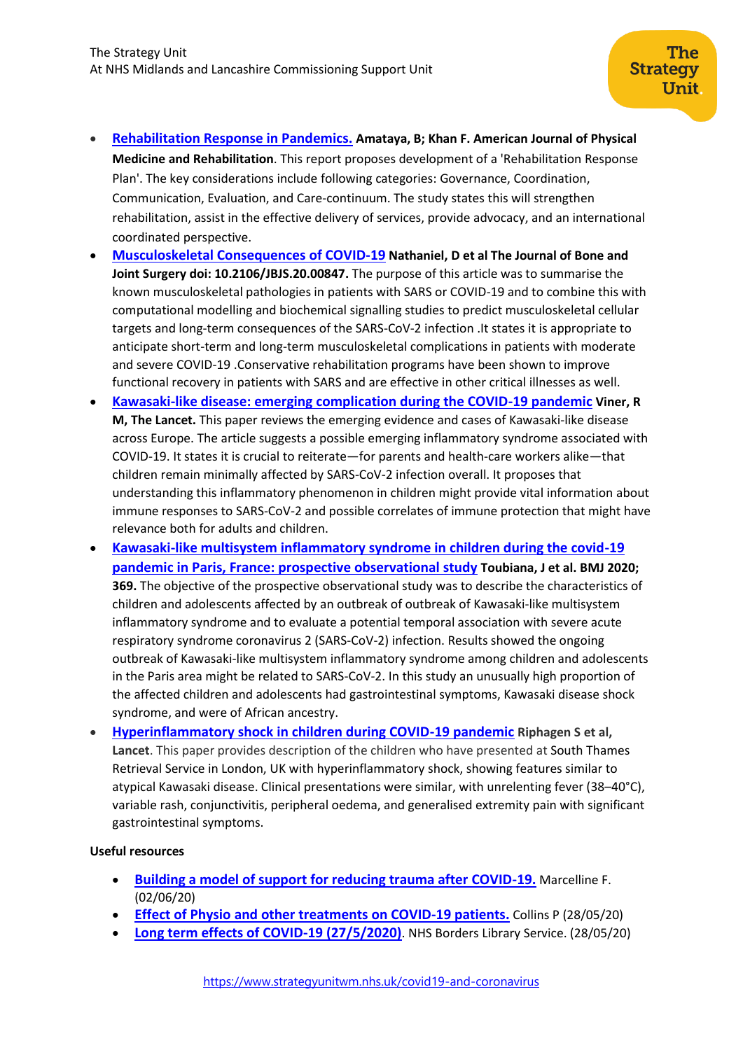- **Rehabilitation Response in Pandemics.** **Amataya, B; Khan F. American Journal of Physical Medicine and Rehabilitation**. This report proposes development of a 'Rehabilitation Response Plan'. The key considerations include following categories: Governance, Coordination, Communication, Evaluation, and Care-continuum. The study states this will strengthen rehabilitation, assist in the effective delivery of services, provide advocacy, and an international coordinated perspective.
- **Musculoskeletal Consequences of COVID-19** **Nathaniel, D et al The Journal of Bone and Joint Surgery doi: 10.2106/JBJS.20.00847.** The purpose of this article was to summarise the known musculoskeletal pathologies in patients with SARS or COVID-19 and to combine this with computational modelling and biochemical signalling studies to predict musculoskeletal cellular targets and long-term consequences of the SARS-CoV-2 infection .It states it is appropriate to anticipate short-term and long-term musculoskeletal complications in patients with moderate and severe COVID-19 .Conservative rehabilitation programs have been shown to improve functional recovery in patients with SARS and are effective in other critical illnesses as well.
- **Kawasaki-like disease: emerging complication during the COVID-19 pandemic** **Viner, R M, The Lancet.** This paper reviews the emerging evidence and cases of Kawasaki-like disease across Europe. The article suggests a possible emerging inflammatory syndrome associated with COVID-19. It states it is crucial to reiterate—for parents and health-care workers alike—that children remain minimally affected by SARS-CoV-2 infection overall. It proposes that understanding this inflammatory phenomenon in children might provide vital information about immune responses to SARS-CoV-2 and possible correlates of immune protection that might have relevance both for adults and children.
- **Kawasaki-like multisystem inflammatory syndrome in children during the covid-19 pandemic in Paris, France: prospective observational study** **Toubiana, J et al. BMJ 2020; 369.** The objective of the prospective observational study was to describe the characteristics of children and adolescents affected by an outbreak of outbreak of Kawasaki-like multisystem inflammatory syndrome and to evaluate a potential temporal association with severe acute respiratory syndrome coronavirus 2 (SARS-CoV-2) infection. Results showed the ongoing outbreak of Kawasaki-like multisystem inflammatory syndrome among children and adolescents in the Paris area might be related to SARS-CoV-2. In this study an unusually high proportion of the affected children and adolescents had gastrointestinal symptoms, Kawasaki disease shock syndrome, and were of African ancestry.
- **Hyperinflammatory shock in children during COVID-19 pandemic** **Riphagen S et al, Lancet**. This paper provides description of the children who have presented at South Thames Retrieval Service in London, UK with hyperinflammatory shock, showing features similar to atypical Kawasaki disease. Clinical presentations were similar, with unrelenting fever (38–40°C), variable rash, conjunctivitis, peripheral oedema, and generalised extremity pain with significant gastrointestinal symptoms.

**Useful resources**

- **Building a model of support for reducing trauma after COVID-19.** Marcelline F. (02/06/20)
- **Effect of Physio and other treatments on COVID-19 patients.** Collins P (28/05/20)
- **Long term effects of COVID-19 (27/5/2020)**. NHS Borders Library Service. (28/05/20)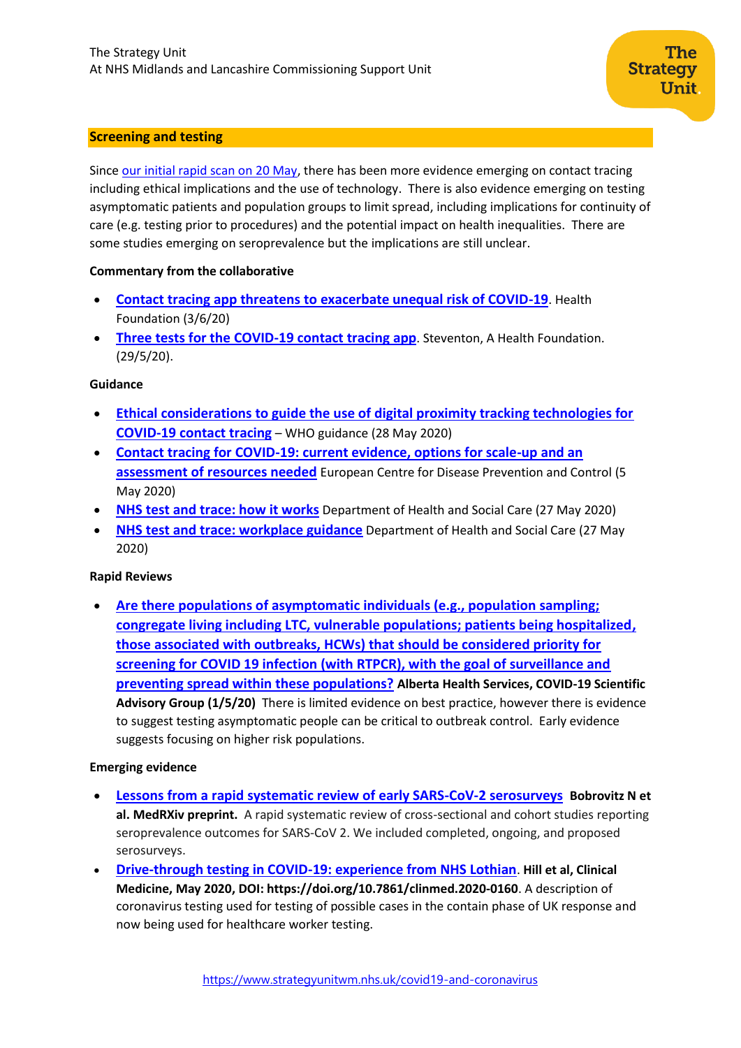## Screening and testing

Since our initial rapid scan on 20 May, there has been more evidence emerging on contact tracing including ethical implications and the use of technology. There is also evidence emerging on testing asymptomatic patients and population groups to limit spread, including implications for continuity of care (e.g. testing prior to procedures) and the potential impact on health inequalities. There are some studies emerging on seroprevalence but the implications are still unclear.

**Commentary from the collaborative**

- **Contact tracing app threatens to exacerbate unequal risk of COVID-19**. Health Foundation (3/6/20)
- **Three tests for the COVID-19 contact tracing app**. Steventon, A Health Foundation. (29/5/20).

**Guidance**

- **Ethical considerations to guide the use of digital proximity tracking technologies for COVID-19 contact tracing** – WHO guidance (28 May 2020)
- **Contact tracing for COVID-19: current evidence, options for scale-up and an assessment of resources needed** European Centre for Disease Prevention and Control (5 May 2020)
- **NHS test and trace: how it works** Department of Health and Social Care (27 May 2020)
- **NHS test and trace: workplace guidance** Department of Health and Social Care (27 May 2020)

**Rapid Reviews**

- **Are there populations of asymptomatic individuals (e.g., population sampling; congregate living including LTC, vulnerable populations; patients being hospitalized, those associated with outbreaks, HCWs) that should be considered priority for screening for COVID 19 infection (with RTPCR), with the goal of surveillance and preventing spread within these populations?** **Alberta Health Services, COVID-19 Scientific Advisory Group (1/5/20)** There is limited evidence on best practice, however there is evidence to suggest testing asymptomatic people can be critical to outbreak control. Early evidence suggests focusing on higher risk populations.

**Emerging evidence**

- **Lessons from a rapid systematic review of early SARS-CoV-2 serosurveys** **Bobrovitz N et al. MedRXiv preprint.** A rapid systematic review of cross-sectional and cohort studies reporting seroprevalence outcomes for SARS-CoV 2. We included completed, ongoing, and proposed serosurveys.
- **Drive-through testing in COVID-19: experience from NHS Lothian**. **Hill et al, Clinical Medicine, May 2020, DOI: https://doi.org/10.7861/clinmed.2020-0160**. A description of coronavirus testing used for testing of possible cases in the contain phase of UK response and now being used for healthcare worker testing.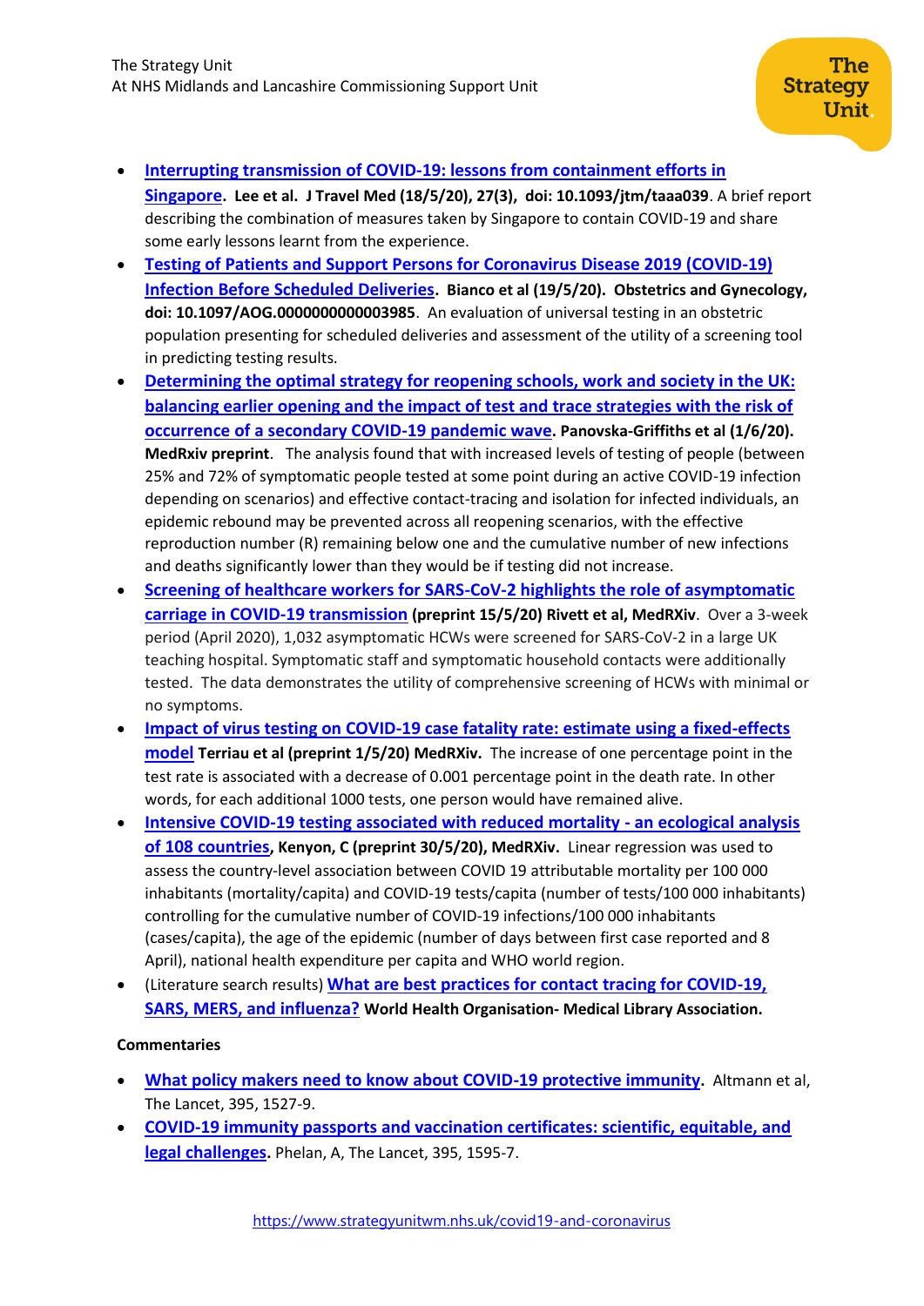- **Interrupting transmission of COVID-19: lessons from containment efforts in Singapore.** **Lee et al. J Travel Med (18/5/20), 27(3), doi: 10.1093/jtm/taaa039**. A brief report describing the combination of measures taken by Singapore to contain COVID-19 and share some early lessons learnt from the experience.
- **Testing of Patients and Support Persons for Coronavirus Disease 2019 (COVID-19) Infection Before Scheduled Deliveries.** **Bianco et al (19/5/20). Obstetrics and Gynecology, doi: 10.1097/AOG.0000000000003985**. An evaluation of universal testing in an obstetric population presenting for scheduled deliveries and assessment of the utility of a screening tool in predicting testing results.
- **Determining the optimal strategy for reopening schools, work and society in the UK: balancing earlier opening and the impact of test and trace strategies with the risk of occurrence of a secondary COVID-19 pandemic wave. Panovska-Griffiths et al (1/6/20). MedRxiv preprint**. The analysis found that with increased levels of testing of people (between 25% and 72% of symptomatic people tested at some point during an active COVID-19 infection depending on scenarios) and effective contact-tracing and isolation for infected individuals, an epidemic rebound may be prevented across all reopening scenarios, with the effective reproduction number (R) remaining below one and the cumulative number of new infections and deaths significantly lower than they would be if testing did not increase.
- **Screening of healthcare workers for SARS-CoV-2 highlights the role of asymptomatic carriage in COVID-19 transmission (preprint 15/5/20) Rivett et al, MedRXiv**. Over a 3-week period (April 2020), 1,032 asymptomatic HCWs were screened for SARS-CoV-2 in a large UK teaching hospital. Symptomatic staff and symptomatic household contacts were additionally tested. The data demonstrates the utility of comprehensive screening of HCWs with minimal or no symptoms.
- **Impact of virus testing on COVID-19 case fatality rate: estimate using a fixed-effects model Terriau et al (preprint 1/5/20) MedRXiv.** The increase of one percentage point in the test rate is associated with a decrease of 0.001 percentage point in the death rate. In other words, for each additional 1000 tests, one person would have remained alive.
- **Intensive COVID-19 testing associated with reduced mortality - an ecological analysis of 108 countries, Kenyon, C (preprint 30/5/20), MedRXiv.** Linear regression was used to assess the country-level association between COVID 19 attributable mortality per 100 000 inhabitants (mortality/capita) and COVID-19 tests/capita (number of tests/100 000 inhabitants) controlling for the cumulative number of COVID-19 infections/100 000 inhabitants (cases/capita), the age of the epidemic (number of days between first case reported and 8 April), national health expenditure per capita and WHO world region.
- (Literature search results) **What are best practices for contact tracing for COVID-19, SARS, MERS, and influenza? World Health Organisation- Medical Library Association.**

**Commentaries**

- **What policy makers need to know about COVID-19 protective immunity.** Altmann et al, The Lancet, 395, 1527-9.
- **COVID-19 immunity passports and vaccination certificates: scientific, equitable, and legal challenges.** Phelan, A, The Lancet, 395, 1595-7.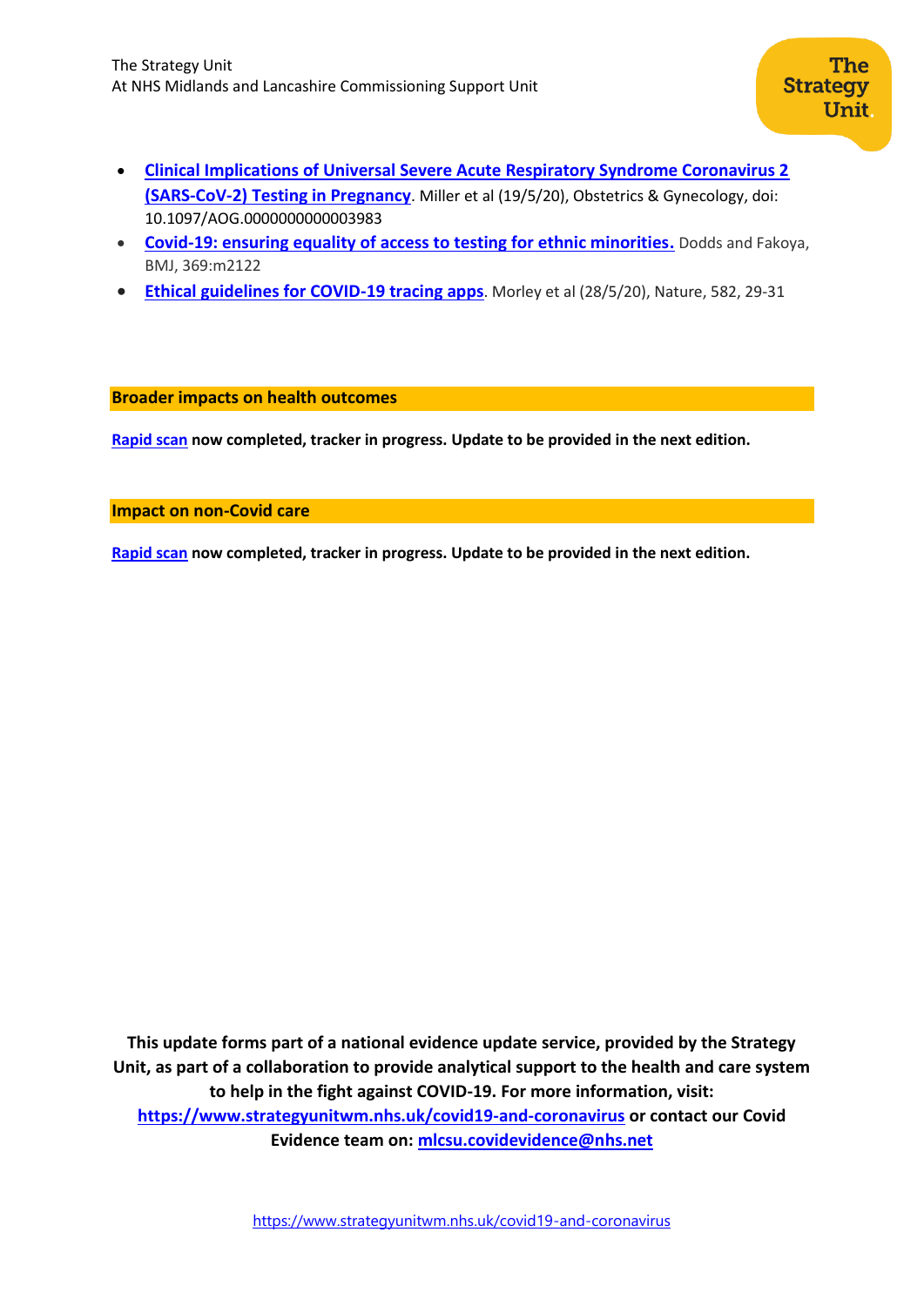- **Clinical Implications of Universal Severe Acute Respiratory Syndrome Coronavirus 2 (SARS-CoV-2) Testing in Pregnancy**. Miller et al (19/5/20), Obstetrics & Gynecology, doi: 10.1097/AOG.0000000000003983
- **Covid-19: ensuring equality of access to testing for ethnic minorities.** Dodds and Fakoya, BMJ, 369:m2122
- **Ethical guidelines for COVID-19 tracing apps**. Morley et al (28/5/20), Nature, 582, 29-31

## Broader impacts on health outcomes

**Rapid scan now completed, tracker in progress. Update to be provided in the next edition.**

## Impact on non-Covid care

**Rapid scan now completed, tracker in progress. Update to be provided in the next edition.**

**This update forms part of a national evidence update service, provided by the Strategy Unit, as part of a collaboration to provide analytical support to the health and care system to help in the fight against COVID-19. For more information, visit: https://www.strategyunitwm.nhs.uk/covid19-and-coronavirus or contact our Covid Evidence team on: mlcsu.covidevidence@nhs.net**